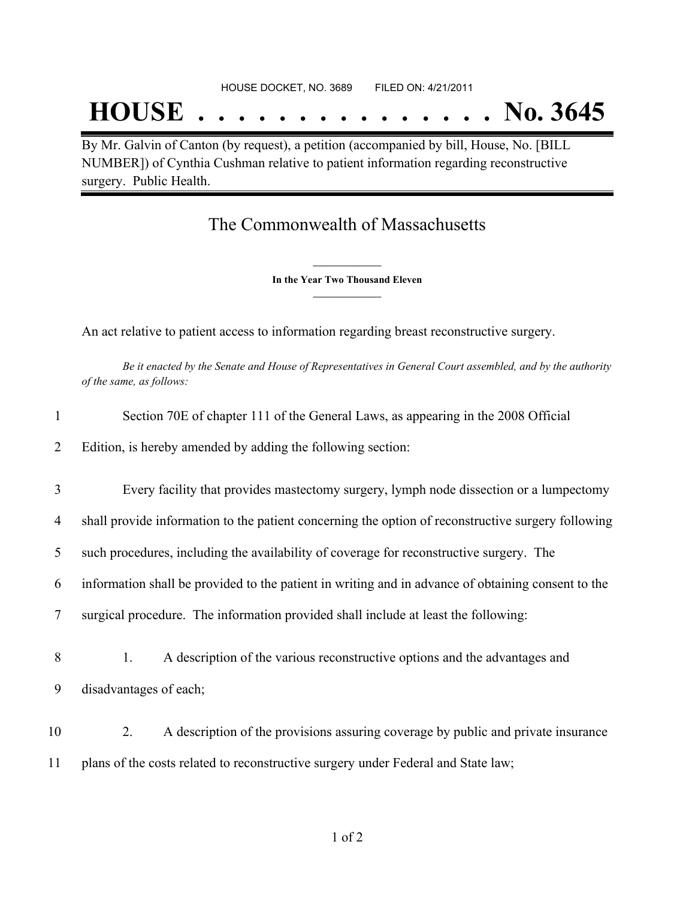HOUSE DOCKET, NO. 3689 FILED ON: 4/21/2011

# HOUSE . . . . . . . . . . . . . . . No. 3645

By Mr. Galvin of Canton (by request), a petition (accompanied by bill, House, No. [BILL NUMBER]) of Cynthia Cushman relative to patient information regarding reconstructive surgery. Public Health.

## The Commonwealth of Massachusetts

**In the Year Two Thousand Eleven**

An act relative to patient access to information regarding breast reconstructive surgery.

*Be it enacted by the Senate and House of Representatives in General Court assembled, and by the authority of the same, as follows:*

1 Section 70E of chapter 111 of the General Laws, as appearing in the 2008 Official
2 Edition, is hereby amended by adding the following section:

3 Every facility that provides mastectomy surgery, lymph node dissection or a lumpectomy
4 shall provide information to the patient concerning the option of reconstructive surgery following
5 such procedures, including the availability of coverage for reconstructive surgery. The
6 information shall be provided to the patient in writing and in advance of obtaining consent to the
7 surgical procedure. The information provided shall include at least the following:

8 1. A description of the various reconstructive options and the advantages and
9 disadvantages of each;

10 2. A description of the provisions assuring coverage by public and private insurance
11 plans of the costs related to reconstructive surgery under Federal and State law;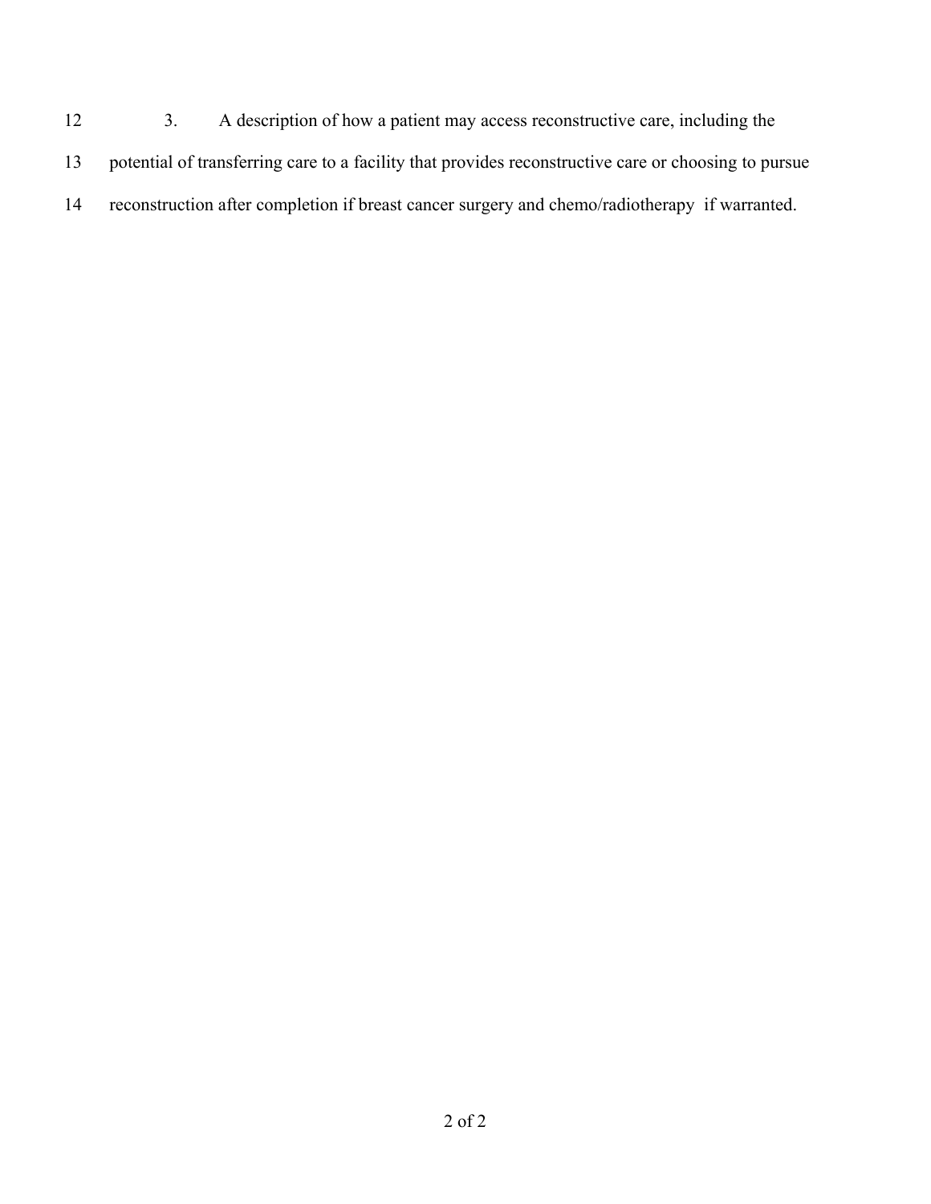3. A description of how a patient may access reconstructive care, including the potential of transferring care to a facility that provides reconstructive care or choosing to pursue reconstruction after completion if breast cancer surgery and chemo/radiotherapy if warranted.